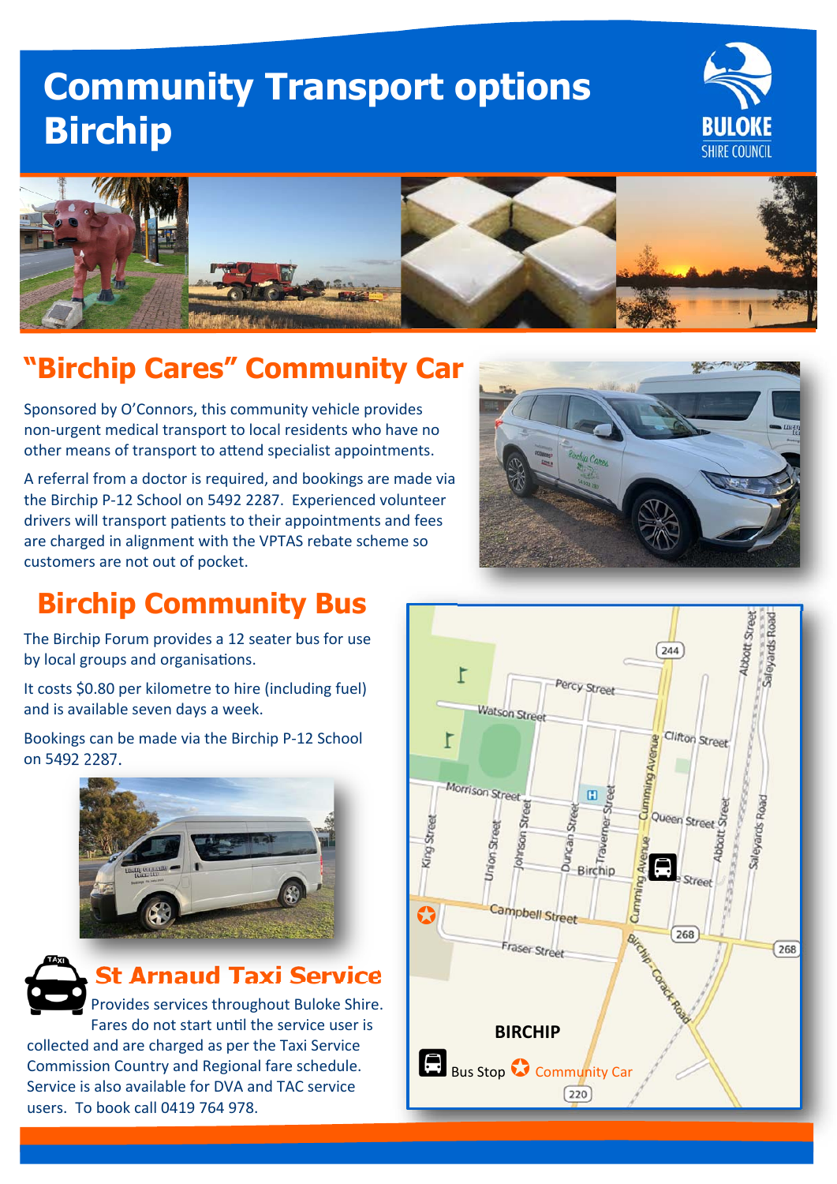# Community Transport options Birchip

BULOKE SHIRE COUNCIL

## "Birchip Cares" Community Car

Sponsored by O'Connors, this community vehicle provides non-urgent medical transport to local residents who have no other means of transport to attend specialist appointments.

A referral from a doctor is required, and bookings are made via the Birchip P-12 School on 5492 2287. Experienced volunteer drivers will transport patients to their appointments and fees are charged in alignment with the VPTAS rebate scheme so customers are not out of pocket.

## Birchip Community Bus

The Birchip Forum provides a 12 seater bus for use by local groups and organisations.

It costs $0.80 per kilometre to hire (including fuel) and is available seven days a week.

Bookings can be made via the Birchip P-12 School on 5492 2287.

## St Arnaud Taxi Service

Provides services throughout Buloke Shire. Fares do not start until the service user is collected and are charged as per the Taxi Service Commission Country and Regional fare schedule. Service is also available for DVA and TAC service users. To book call 0419 764 978.

BIRCHIP

Bus Stop · Community Car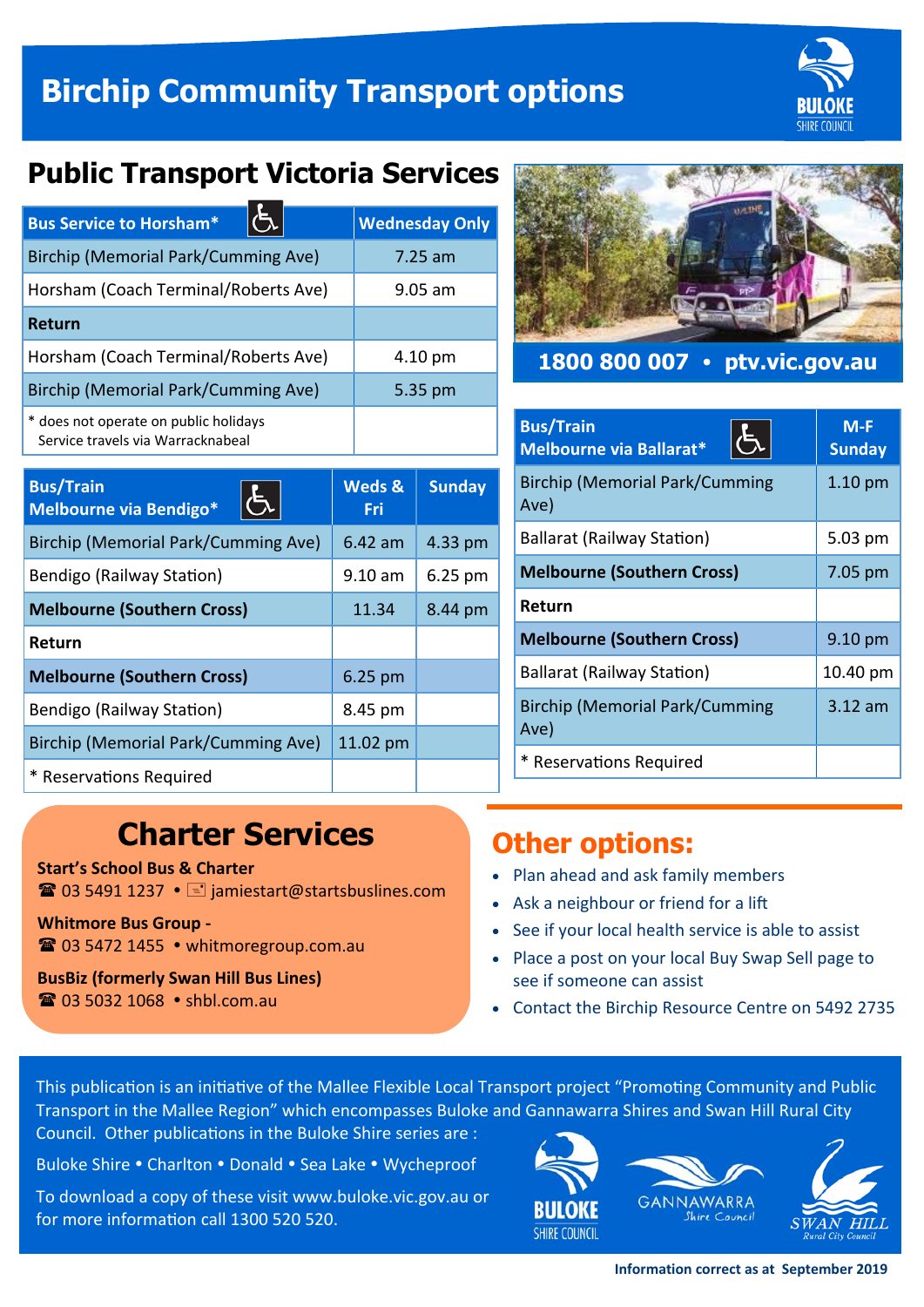# Birchip Community Transport options

## Public Transport Victoria Services

| Bus Service to Horsham* | Wednesday Only |
|---|---|
| Birchip (Memorial Park/Cumming Ave) | 7.25 am |
| Horsham (Coach Terminal/Roberts Ave) | 9.05 am |
| **Return** | |
| Horsham (Coach Terminal/Roberts Ave) | 4.10 pm |
| Birchip (Memorial Park/Cumming Ave) | 5.35 pm |
| * does not operate on public holidays<br>Service travels via Warracknabeal | |

| Bus/Train Melbourne via Bendigo* | Weds & Fri | Sunday |
|---|---|---|
| Birchip (Memorial Park/Cumming Ave) | 6.42 am | 4.33 pm |
| Bendigo (Railway Station) | 9.10 am | 6.25 pm |
| **Melbourne (Southern Cross)** | 11.34 | 8.44 pm |
| **Return** | | |
| **Melbourne (Southern Cross)** | 6.25 pm | |
| Bendigo (Railway Station) | 8.45 pm | |
| Birchip (Memorial Park/Cumming Ave) | 11.02 pm | |
| * Reservations Required | | |

**1800 800 007 • ptv.vic.gov.au**

| Bus/Train Melbourne via Ballarat* | M-F Sunday |
|---|---|
| Birchip (Memorial Park/Cumming Ave) | 1.10 pm |
| Ballarat (Railway Station) | 5.03 pm |
| **Melbourne (Southern Cross)** | 7.05 pm |
| **Return** | |
| **Melbourne (Southern Cross)** | 9.10 pm |
| Ballarat (Railway Station) | 10.40 pm |
| Birchip (Memorial Park/Cumming Ave) | 3.12 am |
| * Reservations Required | |

## Charter Services

**Start's School Bus & Charter**
☎ 03 5491 1237 • jamiestart@startsbuslines.com

**Whitmore Bus Group -**
☎ 03 5472 1455 • whitmoregroup.com.au

**BusBiz (formerly Swan Hill Bus Lines)**
☎ 03 5032 1068 • shbl.com.au

## Other options:

- Plan ahead and ask family members
- Ask a neighbour or friend for a lift
- See if your local health service is able to assist
- Place a post on your local Buy Swap Sell page to see if someone can assist
- Contact the Birchip Resource Centre on 5492 2735

This publication is an initiative of the Mallee Flexible Local Transport project "Promoting Community and Public Transport in the Mallee Region" which encompasses Buloke and Gannawarra Shires and Swan Hill Rural City Council. Other publications in the Buloke Shire series are :

Buloke Shire • Charlton • Donald • Sea Lake • Wycheproof

To download a copy of these visit www.buloke.vic.gov.au or for more information call 1300 520 520.

**Information correct as at September 2019**